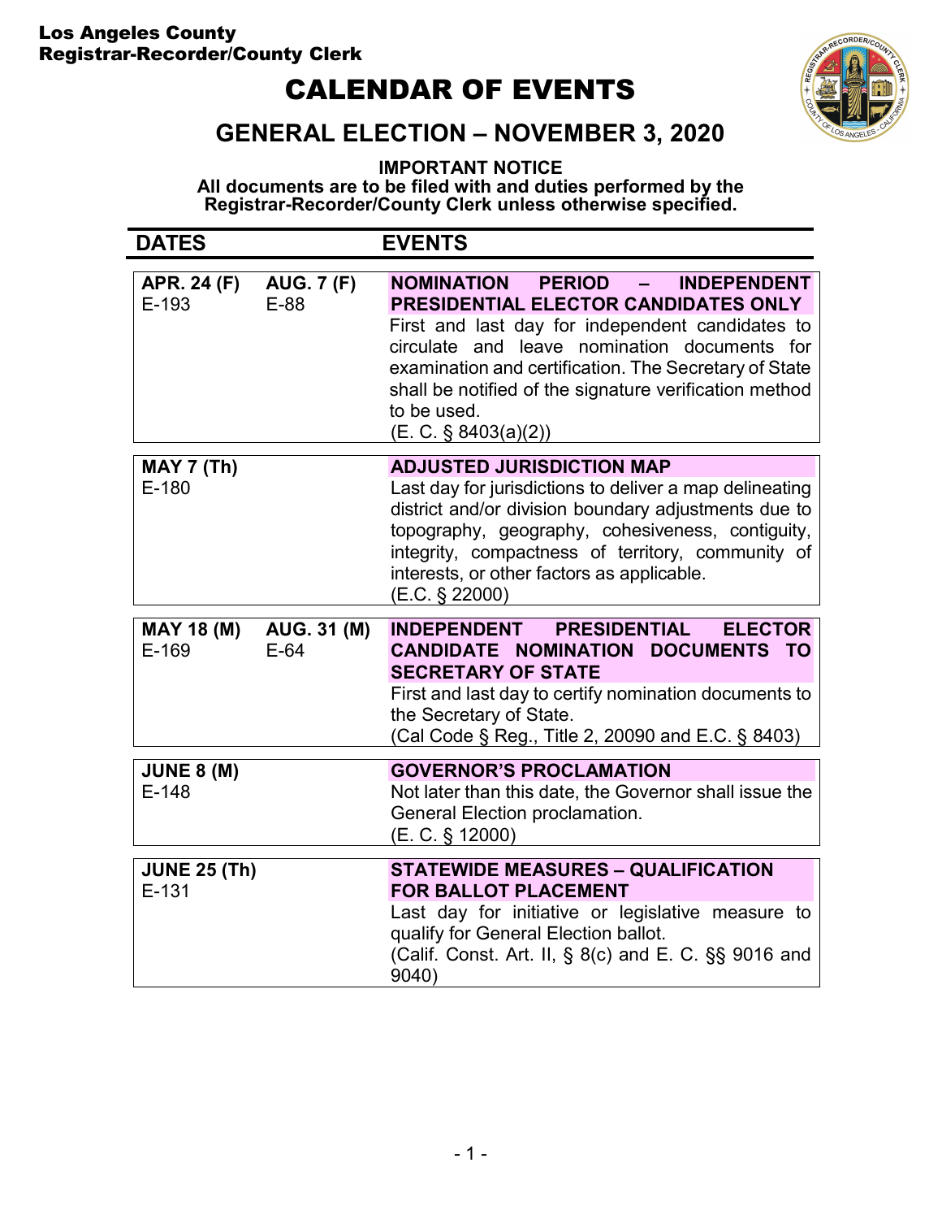Los Angeles County
Registrar-Recorder/County Clerk

# CALENDAR OF EVENTS

## GENERAL ELECTION – NOVEMBER 3, 2020

**IMPORTANT NOTICE**
**All documents are to be filed with and duties performed by the Registrar-Recorder/County Clerk unless otherwise specified.**

| DATES | | EVENTS |
|---|---|---|
| **APR. 24 (F)**<br>E-193 | **AUG. 7 (F)**<br>E-88 | **NOMINATION PERIOD – INDEPENDENT PRESIDENTIAL ELECTOR CANDIDATES ONLY**<br>First and last day for independent candidates to circulate and leave nomination documents for examination and certification. The Secretary of State shall be notified of the signature verification method to be used.<br>(E. C. § 8403(a)(2)) |
| **MAY 7 (Th)**<br>E-180 | | **ADJUSTED JURISDICTION MAP**<br>Last day for jurisdictions to deliver a map delineating district and/or division boundary adjustments due to topography, geography, cohesiveness, contiguity, integrity, compactness of territory, community of interests, or other factors as applicable.<br>(E.C. § 22000) |
| **MAY 18 (M)**<br>E-169 | **AUG. 31 (M)**<br>E-64 | **INDEPENDENT PRESIDENTIAL ELECTOR CANDIDATE NOMINATION DOCUMENTS TO SECRETARY OF STATE**<br>First and last day to certify nomination documents to the Secretary of State.<br>(Cal Code § Reg., Title 2, 20090 and E.C. § 8403) |
| **JUNE 8 (M)**<br>E-148 | | **GOVERNOR'S PROCLAMATION**<br>Not later than this date, the Governor shall issue the General Election proclamation.<br>(E. C. § 12000) |
| **JUNE 25 (Th)**<br>E-131 | | **STATEWIDE MEASURES – QUALIFICATION FOR BALLOT PLACEMENT**<br>Last day for initiative or legislative measure to qualify for General Election ballot.<br>(Calif. Const. Art. II, § 8(c) and E. C. §§ 9016 and 9040) |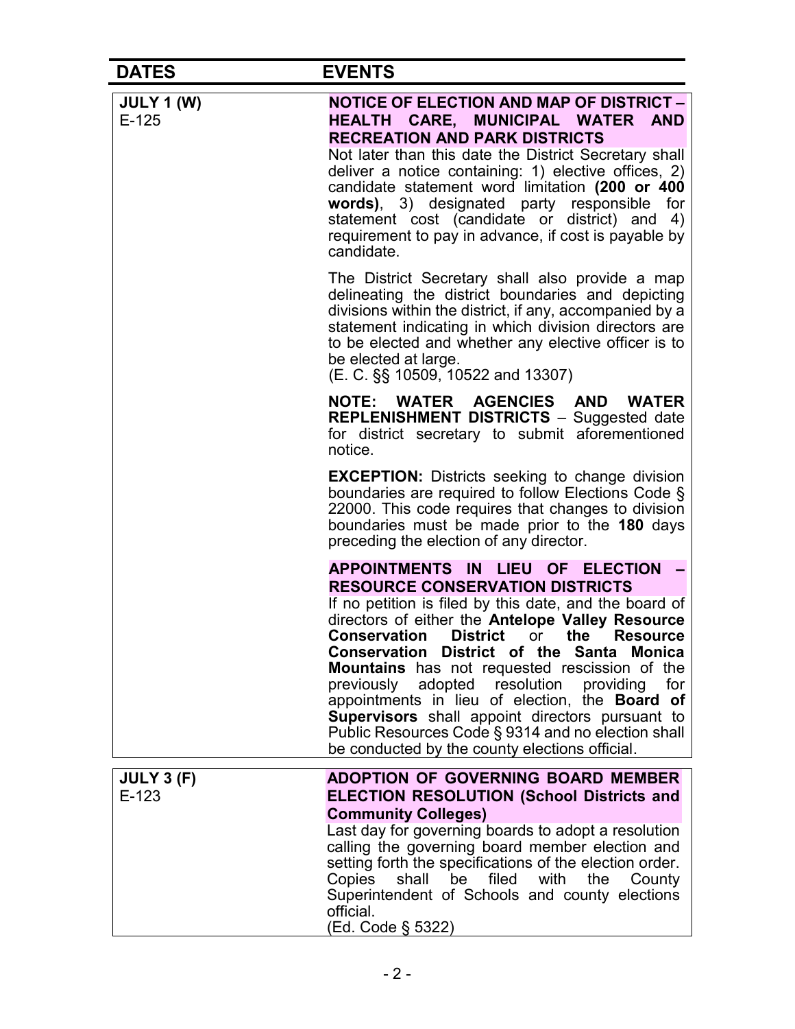| DATES | EVENTS |
|---|---|
| **JULY 1 (W)**<br>E-125 | **NOTICE OF ELECTION AND MAP OF DISTRICT – HEALTH CARE, MUNICIPAL WATER AND RECREATION AND PARK DISTRICTS**<br>Not later than this date the District Secretary shall deliver a notice containing: 1) elective offices, 2) candidate statement word limitation **(200 or 400 words)**, 3) designated party responsible for statement cost (candidate or district) and 4) requirement to pay in advance, if cost is payable by candidate.<br><br>The District Secretary shall also provide a map delineating the district boundaries and depicting divisions within the district, if any, accompanied by a statement indicating in which division directors are to be elected and whether any elective officer is to be elected at large.<br>(E. C. §§ 10509, 10522 and 13307)<br><br>**NOTE: WATER AGENCIES AND WATER REPLENISHMENT DISTRICTS** – Suggested date for district secretary to submit aforementioned notice.<br><br>**EXCEPTION:** Districts seeking to change division boundaries are required to follow Elections Code § 22000. This code requires that changes to division boundaries must be made prior to the **180** days preceding the election of any director.<br><br>**APPOINTMENTS IN LIEU OF ELECTION – RESOURCE CONSERVATION DISTRICTS**<br>If no petition is filed by this date, and the board of directors of either the **Antelope Valley Resource Conservation District** or **the Resource Conservation District of the Santa Monica Mountains** has not requested rescission of the previously adopted resolution providing for appointments in lieu of election, the **Board of Supervisors** shall appoint directors pursuant to Public Resources Code § 9314 and no election shall be conducted by the county elections official. |
| **JULY 3 (F)**<br>E-123 | **ADOPTION OF GOVERNING BOARD MEMBER ELECTION RESOLUTION (School Districts and Community Colleges)**<br>Last day for governing boards to adopt a resolution calling the governing board member election and setting forth the specifications of the election order. Copies shall be filed with the County Superintendent of Schools and county elections official.<br>(Ed. Code § 5322) |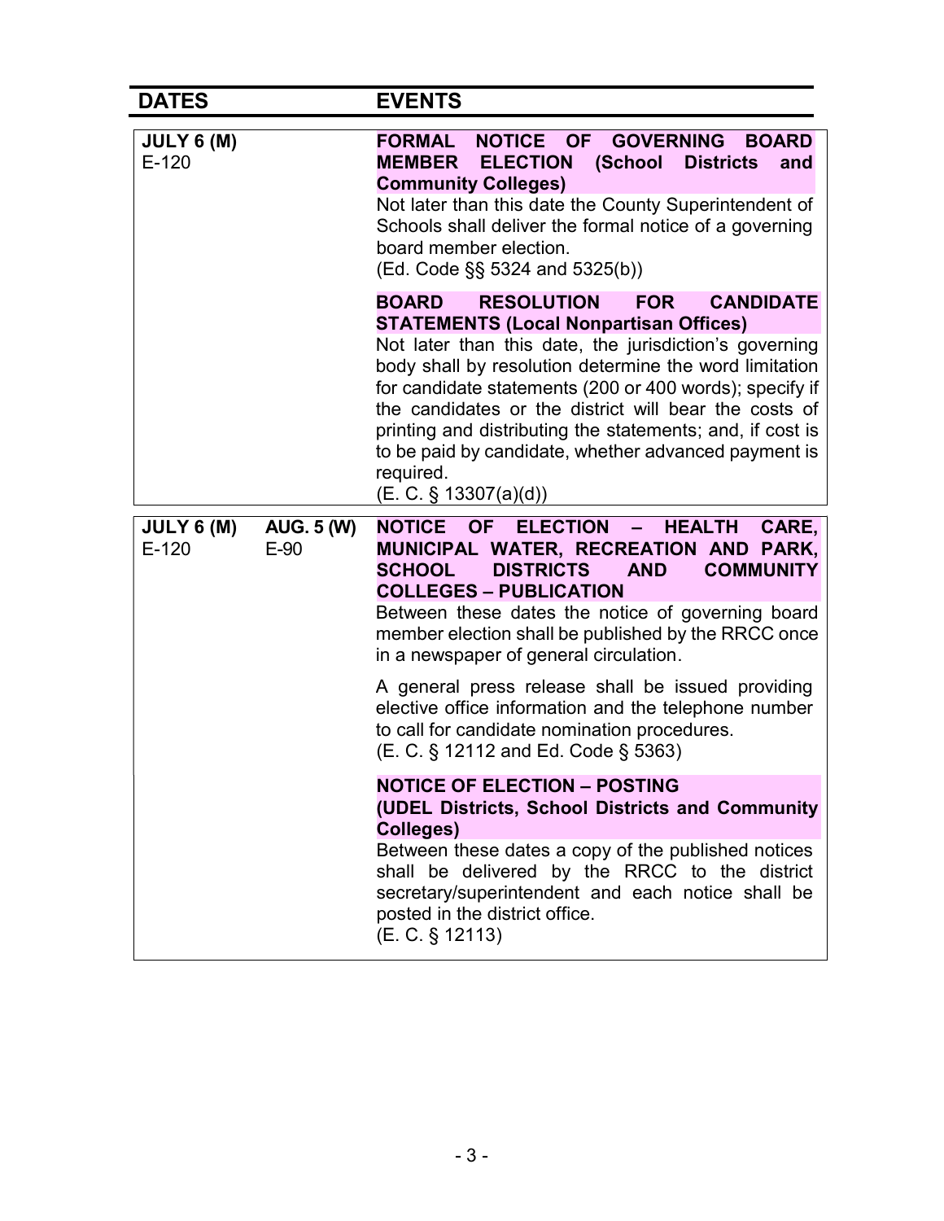| DATES | | EVENTS |
|---|---|---|
| **JULY 6 (M)**<br>E-120 | | **FORMAL NOTICE OF GOVERNING BOARD MEMBER ELECTION (School Districts and Community Colleges)**<br>Not later than this date the County Superintendent of Schools shall deliver the formal notice of a governing board member election.<br>(Ed. Code §§ 5324 and 5325(b))<br><br>**BOARD RESOLUTION FOR CANDIDATE STATEMENTS (Local Nonpartisan Offices)**<br>Not later than this date, the jurisdiction's governing body shall by resolution determine the word limitation for candidate statements (200 or 400 words); specify if the candidates or the district will bear the costs of printing and distributing the statements; and, if cost is to be paid by candidate, whether advanced payment is required.<br>(E. C. § 13307(a)(d)) |
| **JULY 6 (M)**<br>E-120 | **AUG. 5 (W)**<br>E-90 | **NOTICE OF ELECTION – HEALTH CARE, MUNICIPAL WATER, RECREATION AND PARK, SCHOOL DISTRICTS AND COMMUNITY COLLEGES – PUBLICATION**<br>Between these dates the notice of governing board member election shall be published by the RRCC once in a newspaper of general circulation.<br><br>A general press release shall be issued providing elective office information and the telephone number to call for candidate nomination procedures.<br>(E. C. § 12112 and Ed. Code § 5363)<br><br>**NOTICE OF ELECTION – POSTING (UDEL Districts, School Districts and Community Colleges)**<br>Between these dates a copy of the published notices shall be delivered by the RRCC to the district secretary/superintendent and each notice shall be posted in the district office.<br>(E. C. § 12113) |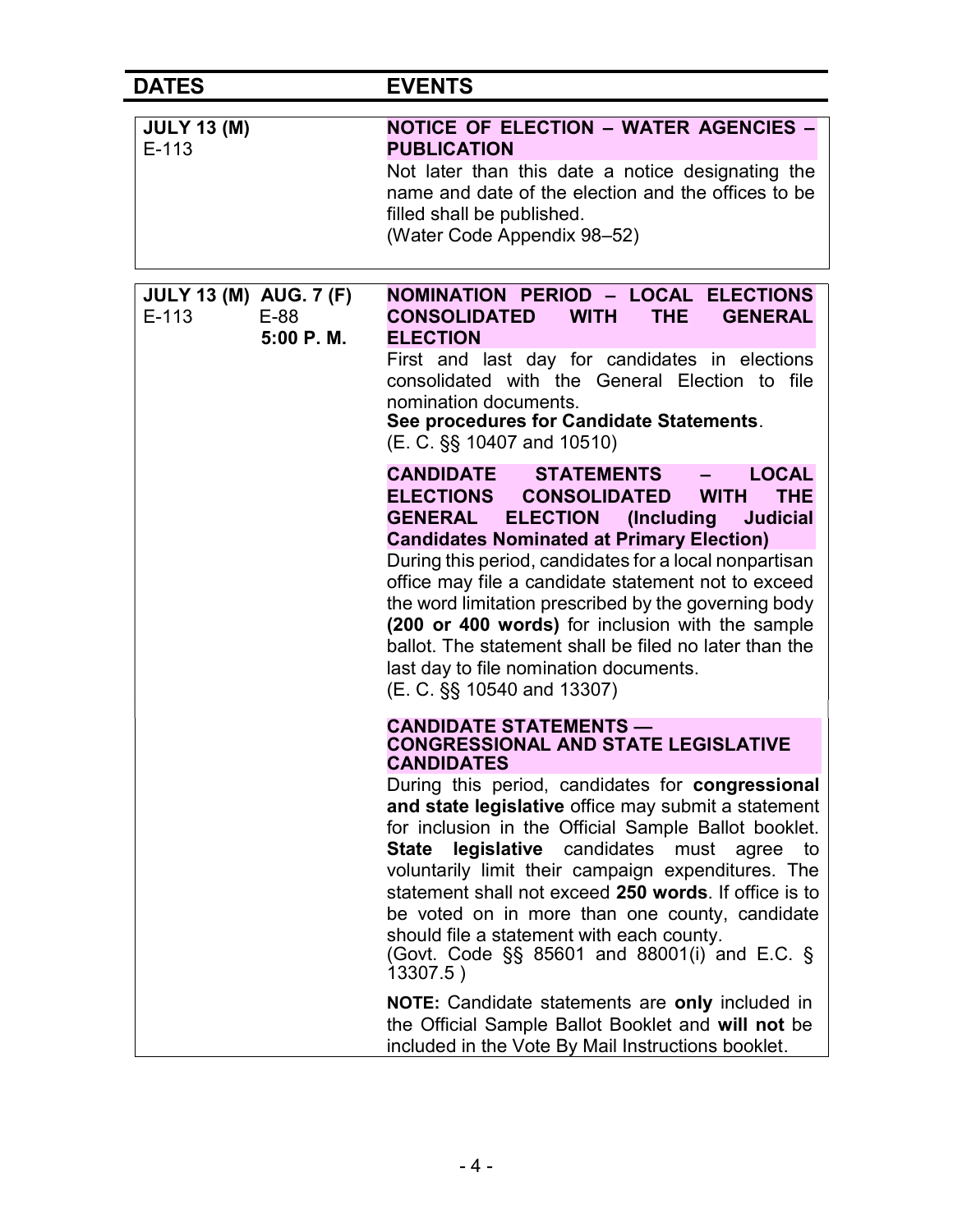| DATES | EVENTS |
|---|---|
| **JULY 13 (M)**<br>E-113 | **NOTICE OF ELECTION – WATER AGENCIES – PUBLICATION**<br>Not later than this date a notice designating the name and date of the election and the offices to be filled shall be published.<br>(Water Code Appendix 98–52) |
| **JULY 13 (M)** E-113 — **AUG. 7 (F)** E-88 **5:00 P. M.** | **NOMINATION PERIOD – LOCAL ELECTIONS CONSOLIDATED WITH THE GENERAL ELECTION**<br>First and last day for candidates in elections consolidated with the General Election to file nomination documents.<br>**See procedures for Candidate Statements**.<br>(E. C. §§ 10407 and 10510)<br><br>**CANDIDATE STATEMENTS – LOCAL ELECTIONS CONSOLIDATED WITH THE GENERAL ELECTION (Including Judicial Candidates Nominated at Primary Election)**<br>During this period, candidates for a local nonpartisan office may file a candidate statement not to exceed the word limitation prescribed by the governing body **(200 or 400 words)** for inclusion with the sample ballot. The statement shall be filed no later than the last day to file nomination documents.<br>(E. C. §§ 10540 and 13307)<br><br>**CANDIDATE STATEMENTS — CONGRESSIONAL AND STATE LEGISLATIVE CANDIDATES**<br>During this period, candidates for **congressional and state legislative** office may submit a statement for inclusion in the Official Sample Ballot booklet. **State legislative** candidates must agree to voluntarily limit their campaign expenditures. The statement shall not exceed **250 words**. If office is to be voted on in more than one county, candidate should file a statement with each county.<br>(Govt. Code §§ 85601 and 88001(i) and E.C. § 13307.5 )<br><br>**NOTE:** Candidate statements are **only** included in the Official Sample Ballot Booklet and **will not** be included in the Vote By Mail Instructions booklet. |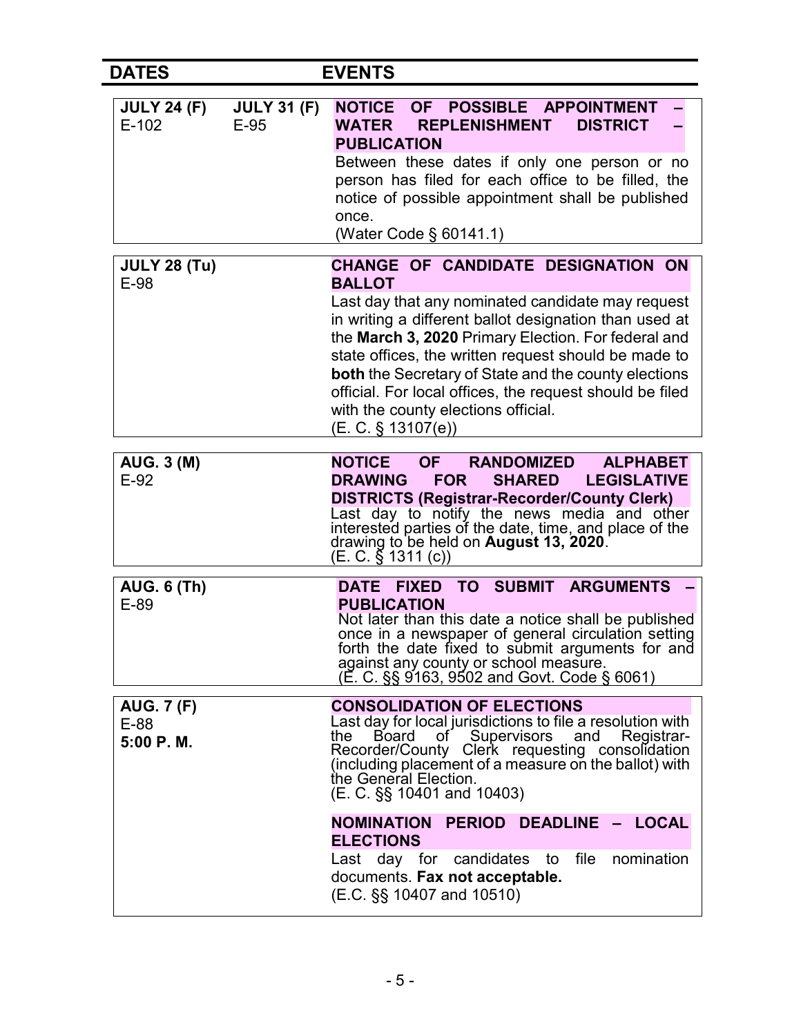| DATES | | EVENTS |
|---|---|---|
| **JULY 24 (F)** E-102 | **JULY 31 (F)** E-95 | **NOTICE OF POSSIBLE APPOINTMENT – WATER REPLENISHMENT DISTRICT – PUBLICATION** Between these dates if only one person or no person has filed for each office to be filled, the notice of possible appointment shall be published once. (Water Code § 60141.1) |
| **JULY 28 (Tu)** E-98 | | **CHANGE OF CANDIDATE DESIGNATION ON BALLOT** Last day that any nominated candidate may request in writing a different ballot designation than used at the **March 3, 2020** Primary Election. For federal and state offices, the written request should be made to **both** the Secretary of State and the county elections official. For local offices, the request should be filed with the county elections official. (E. C. § 13107(e)) |
| **AUG. 3 (M)** E-92 | | **NOTICE OF RANDOMIZED ALPHABET DRAWING FOR SHARED LEGISLATIVE DISTRICTS (Registrar-Recorder/County Clerk)** Last day to notify the news media and other interested parties of the date, time, and place of the drawing to be held on **August 13, 2020**. (E. C. § 1311 (c)) |
| **AUG. 6 (Th)** E-89 | | **DATE FIXED TO SUBMIT ARGUMENTS – PUBLICATION** Not later than this date a notice shall be published once in a newspaper of general circulation setting forth the date fixed to submit arguments for and against any county or school measure. (E. C. §§ 9163, 9502 and Govt. Code § 6061) |
| **AUG. 7 (F)** E-88 **5:00 P. M.** | | **CONSOLIDATION OF ELECTIONS** Last day for local jurisdictions to file a resolution with the Board of Supervisors and Registrar-Recorder/County Clerk requesting consolidation (including placement of a measure on the ballot) with the General Election. (E. C. §§ 10401 and 10403) |
| | | **NOMINATION PERIOD DEADLINE – LOCAL ELECTIONS** Last day for candidates to file nomination documents. **Fax not acceptable.** (E.C. §§ 10407 and 10510) |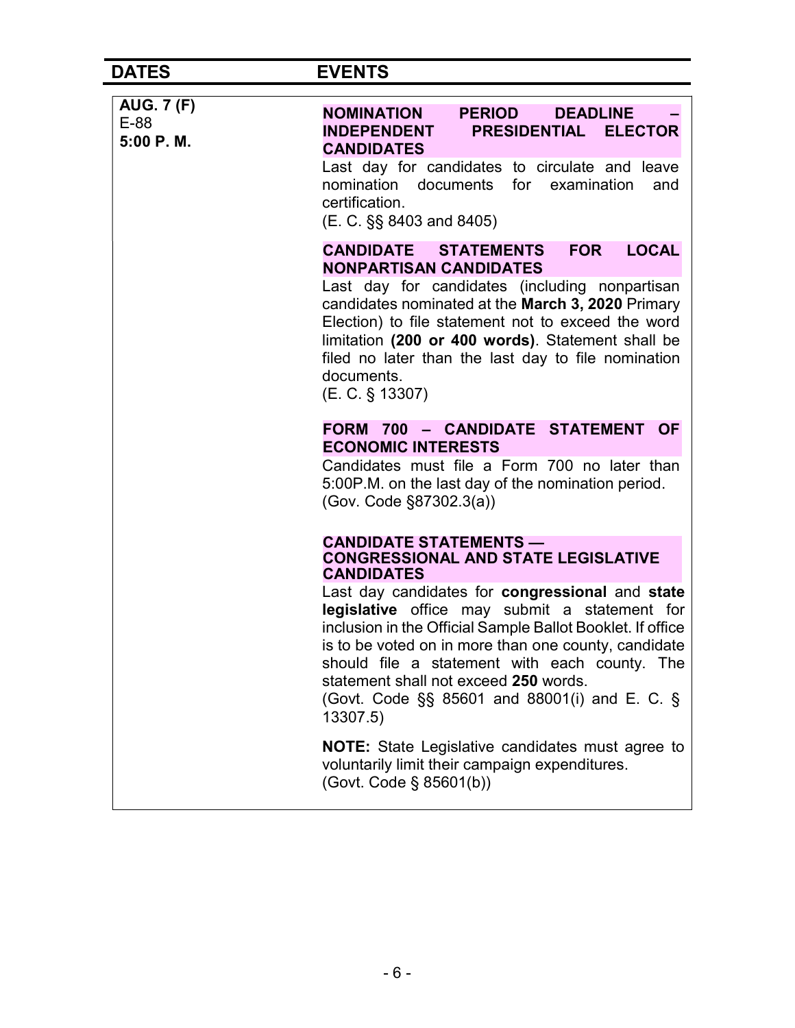| DATES | EVENTS |
|---|---|
| **AUG. 7 (F)**<br>E-88<br>**5:00 P. M.** | **NOMINATION PERIOD DEADLINE – INDEPENDENT PRESIDENTIAL ELECTOR CANDIDATES**<br>Last day for candidates to circulate and leave nomination documents for examination and certification.<br>(E. C. §§ 8403 and 8405)<br><br>**CANDIDATE STATEMENTS FOR LOCAL NONPARTISAN CANDIDATES**<br>Last day for candidates (including nonpartisan candidates nominated at the **March 3, 2020** Primary Election) to file statement not to exceed the word limitation **(200 or 400 words)**. Statement shall be filed no later than the last day to file nomination documents.<br>(E. C. § 13307)<br><br>**FORM 700 – CANDIDATE STATEMENT OF ECONOMIC INTERESTS**<br>Candidates must file a Form 700 no later than 5:00P.M. on the last day of the nomination period.<br>(Gov. Code §87302.3(a))<br><br>**CANDIDATE STATEMENTS — CONGRESSIONAL AND STATE LEGISLATIVE CANDIDATES**<br>Last day candidates for **congressional** and **state legislative** office may submit a statement for inclusion in the Official Sample Ballot Booklet. If office is to be voted on in more than one county, candidate should file a statement with each county. The statement shall not exceed **250** words.<br>(Govt. Code §§ 85601 and 88001(i) and E. C. § 13307.5)<br><br>**NOTE:** State Legislative candidates must agree to voluntarily limit their campaign expenditures.<br>(Govt. Code § 85601(b)) |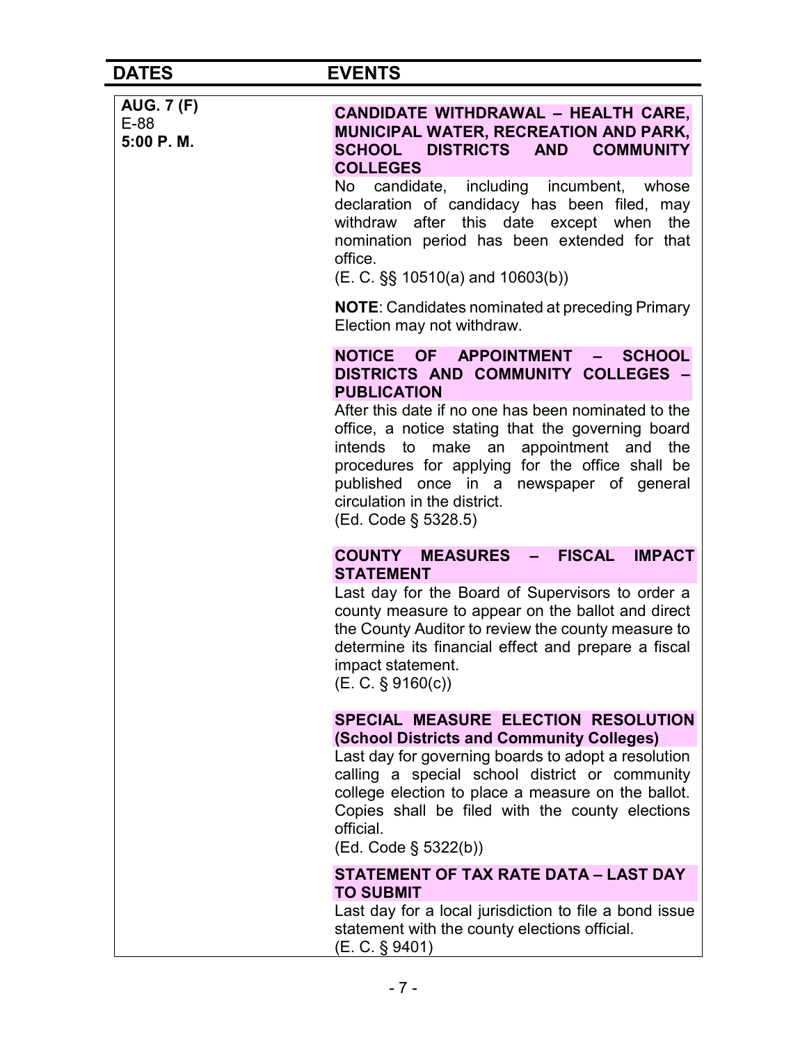| DATES | EVENTS |
|---|---|
| **AUG. 7 (F)**<br>E-88<br>**5:00 P. M.** | **CANDIDATE WITHDRAWAL – HEALTH CARE, MUNICIPAL WATER, RECREATION AND PARK, SCHOOL DISTRICTS AND COMMUNITY COLLEGES**<br>No candidate, including incumbent, whose declaration of candidacy has been filed, may withdraw after this date except when the nomination period has been extended for that office.<br>(E. C. §§ 10510(a) and 10603(b))<br><br>**NOTE**: Candidates nominated at preceding Primary Election may not withdraw. |
| | **NOTICE OF APPOINTMENT – SCHOOL DISTRICTS AND COMMUNITY COLLEGES – PUBLICATION**<br>After this date if no one has been nominated to the office, a notice stating that the governing board intends to make an appointment and the procedures for applying for the office shall be published once in a newspaper of general circulation in the district.<br>(Ed. Code § 5328.5) |
| | **COUNTY MEASURES – FISCAL IMPACT STATEMENT**<br>Last day for the Board of Supervisors to order a county measure to appear on the ballot and direct the County Auditor to review the county measure to determine its financial effect and prepare a fiscal impact statement.<br>(E. C. § 9160(c)) |
| | **SPECIAL MEASURE ELECTION RESOLUTION (School Districts and Community Colleges)**<br>Last day for governing boards to adopt a resolution calling a special school district or community college election to place a measure on the ballot. Copies shall be filed with the county elections official.<br>(Ed. Code § 5322(b)) |
| | **STATEMENT OF TAX RATE DATA – LAST DAY TO SUBMIT**<br>Last day for a local jurisdiction to file a bond issue statement with the county elections official.<br>(E. C. § 9401) |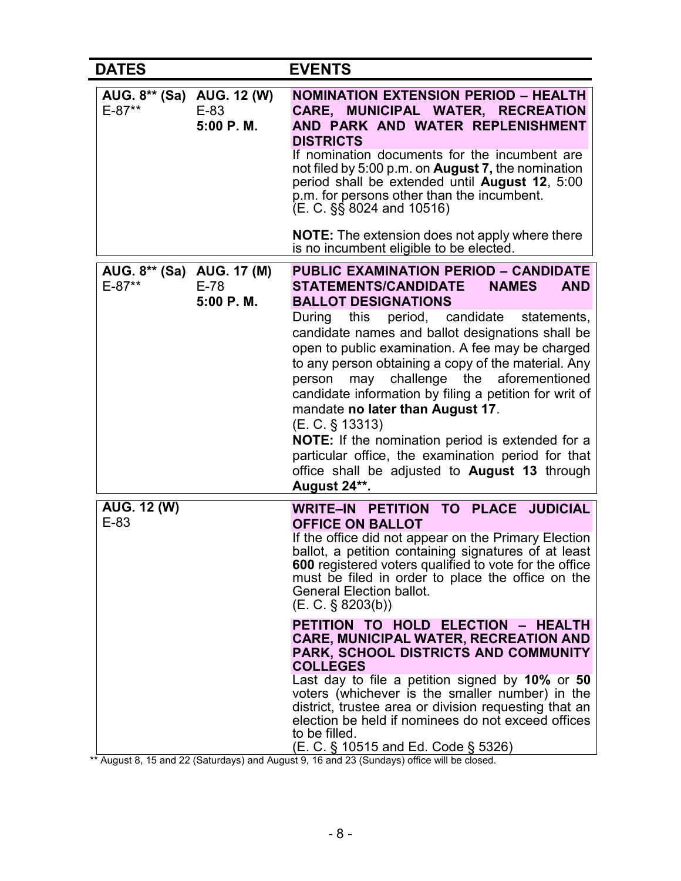| DATES | | EVENTS |
|---|---|---|
| **AUG. 8\*\* (Sa)** E-87\*\* | **AUG. 12 (W)** E-83 **5:00 P. M.** | **NOMINATION EXTENSION PERIOD – HEALTH CARE, MUNICIPAL WATER, RECREATION AND PARK AND WATER REPLENISHMENT DISTRICTS**<br>If nomination documents for the incumbent are not filed by 5:00 p.m. on **August 7,** the nomination period shall be extended until **August 12**, 5:00 p.m. for persons other than the incumbent.<br>(E. C. §§ 8024 and 10516)<br><br>**NOTE:** The extension does not apply where there is no incumbent eligible to be elected. |
| **AUG. 8\*\* (Sa)** E-87\*\* | **AUG. 17 (M)** E-78 **5:00 P. M.** | **PUBLIC EXAMINATION PERIOD – CANDIDATE STATEMENTS/CANDIDATE NAMES AND BALLOT DESIGNATIONS**<br>During this period, candidate statements, candidate names and ballot designations shall be open to public examination. A fee may be charged to any person obtaining a copy of the material. Any person may challenge the aforementioned candidate information by filing a petition for writ of mandate **no later than August 17**.<br>(E. C. § 13313)<br>**NOTE:** If the nomination period is extended for a particular office, the examination period for that office shall be adjusted to **August 13** through **August 24\*\***. |
| **AUG. 12 (W)** E-83 | | **WRITE–IN PETITION TO PLACE JUDICIAL OFFICE ON BALLOT**<br>If the office did not appear on the Primary Election ballot, a petition containing signatures of at least **600** registered voters qualified to vote for the office must be filed in order to place the office on the General Election ballot.<br>(E. C. § 8203(b))<br><br>**PETITION TO HOLD ELECTION – HEALTH CARE, MUNICIPAL WATER, RECREATION AND PARK, SCHOOL DISTRICTS AND COMMUNITY COLLEGES**<br>Last day to file a petition signed by **10%** or **50** voters (whichever is the smaller number) in the district, trustee area or division requesting that an election be held if nominees do not exceed offices to be filled.<br>(E. C. § 10515 and Ed. Code § 5326) |

** August 8, 15 and 22 (Saturdays) and August 9, 16 and 23 (Sundays) office will be closed.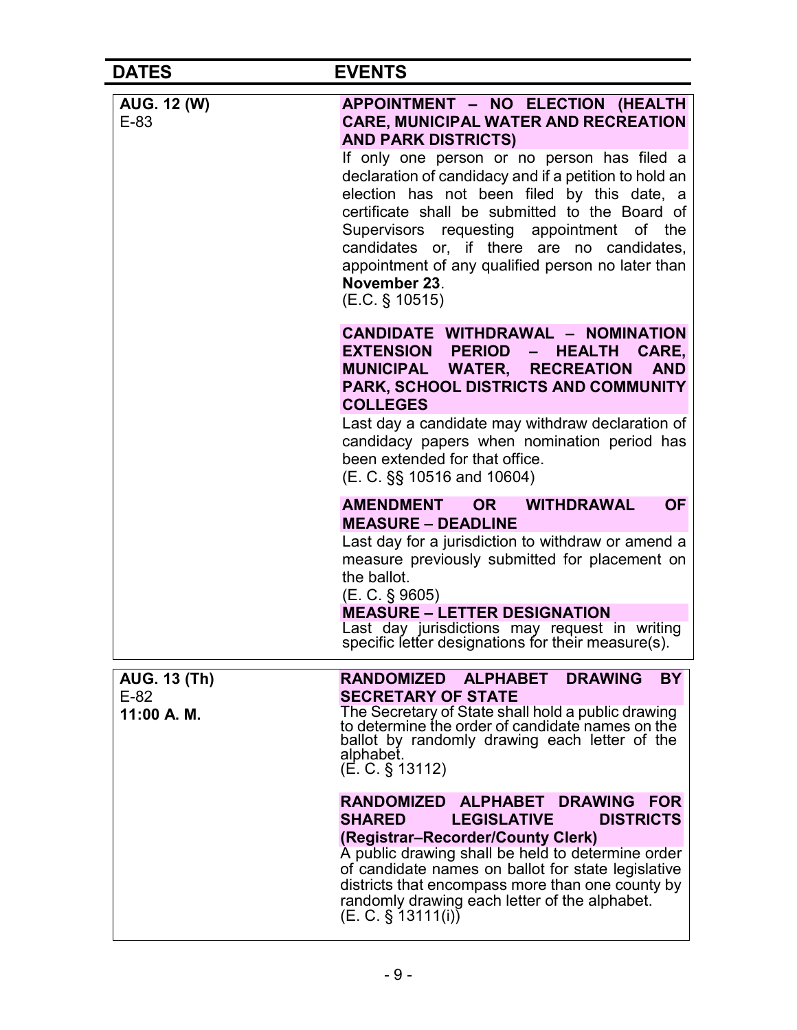| DATES | EVENTS |
|---|---|
| **AUG. 12 (W)**<br>E-83 | **APPOINTMENT – NO ELECTION (HEALTH CARE, MUNICIPAL WATER AND RECREATION AND PARK DISTRICTS)**<br>If only one person or no person has filed a declaration of candidacy and if a petition to hold an election has not been filed by this date, a certificate shall be submitted to the Board of Supervisors requesting appointment of the candidates or, if there are no candidates, appointment of any qualified person no later than **November 23**.<br>(E.C. § 10515)<br><br>**CANDIDATE WITHDRAWAL – NOMINATION EXTENSION PERIOD – HEALTH CARE, MUNICIPAL WATER, RECREATION AND PARK, SCHOOL DISTRICTS AND COMMUNITY COLLEGES**<br>Last day a candidate may withdraw declaration of candidacy papers when nomination period has been extended for that office.<br>(E. C. §§ 10516 and 10604)<br><br>**AMENDMENT OR WITHDRAWAL OF MEASURE – DEADLINE**<br>Last day for a jurisdiction to withdraw or amend a measure previously submitted for placement on the ballot.<br>(E. C. § 9605)<br>**MEASURE – LETTER DESIGNATION**<br>Last day jurisdictions may request in writing specific letter designations for their measure(s). |
| **AUG. 13 (Th)**<br>E-82<br>**11:00 A. M.** | **RANDOMIZED ALPHABET DRAWING BY SECRETARY OF STATE**<br>The Secretary of State shall hold a public drawing to determine the order of candidate names on the ballot by randomly drawing each letter of the alphabet.<br>(E. C. § 13112)<br><br>**RANDOMIZED ALPHABET DRAWING FOR SHARED LEGISLATIVE DISTRICTS (Registrar–Recorder/County Clerk)**<br>A public drawing shall be held to determine order of candidate names on ballot for state legislative districts that encompass more than one county by randomly drawing each letter of the alphabet.<br>(E. C. § 13111(i)) |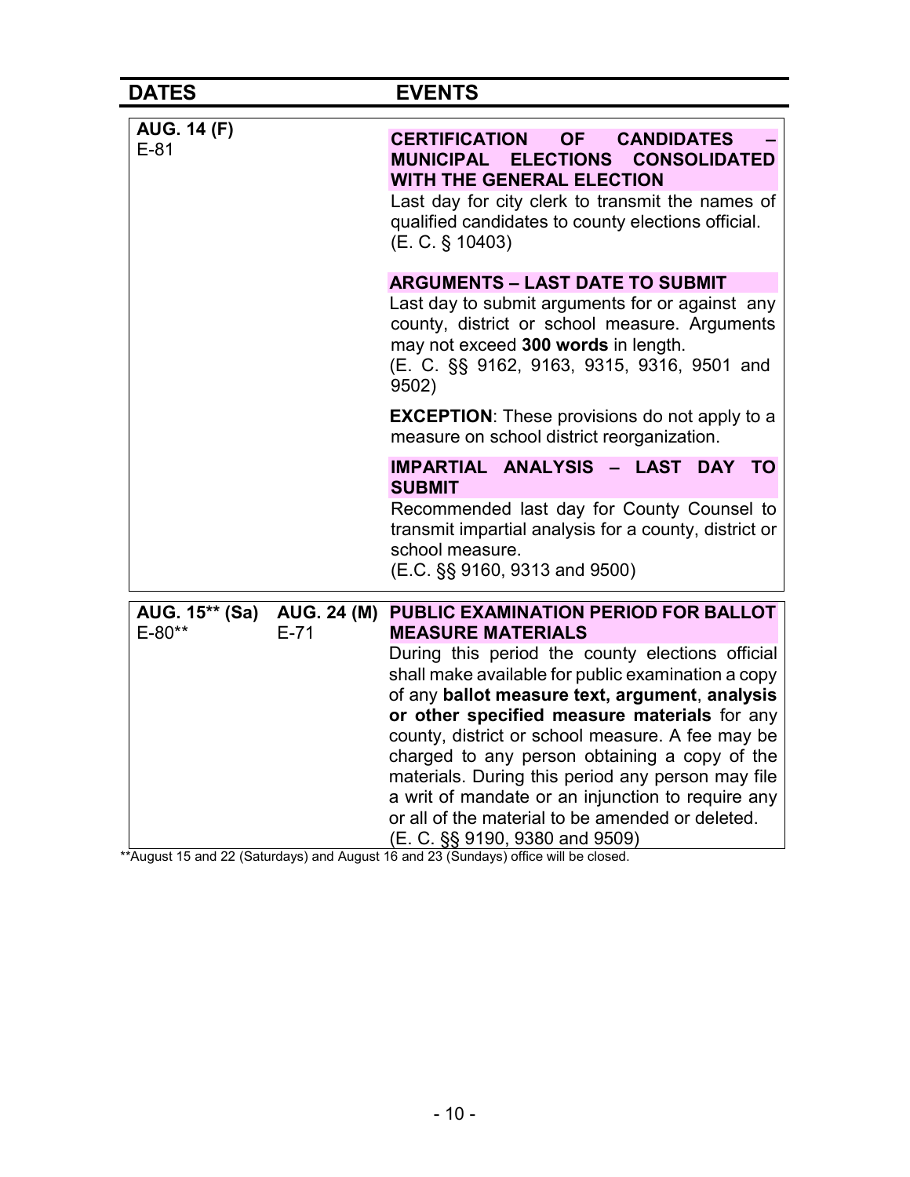| DATES | | EVENTS |
|---|---|---|
| **AUG. 14 (F)**<br>E-81 | | **CERTIFICATION OF CANDIDATES – MUNICIPAL ELECTIONS CONSOLIDATED WITH THE GENERAL ELECTION**<br>Last day for city clerk to transmit the names of qualified candidates to county elections official.<br>(E. C. § 10403)<br><br>**ARGUMENTS – LAST DATE TO SUBMIT**<br>Last day to submit arguments for or against any county, district or school measure. Arguments may not exceed **300 words** in length.<br>(E. C. §§ 9162, 9163, 9315, 9316, 9501 and 9502)<br><br>**EXCEPTION**: These provisions do not apply to a measure on school district reorganization.<br><br>**IMPARTIAL ANALYSIS – LAST DAY TO SUBMIT**<br>Recommended last day for County Counsel to transmit impartial analysis for a county, district or school measure.<br>(E.C. §§ 9160, 9313 and 9500) |
| **AUG. 15** (Sa)**<br>E-80** | **AUG. 24 (M)**<br>E-71 | **PUBLIC EXAMINATION PERIOD FOR BALLOT MEASURE MATERIALS**<br>During this period the county elections official shall make available for public examination a copy of any **ballot measure text, argument**, **analysis or other specified measure materials** for any county, district or school measure. A fee may be charged to any person obtaining a copy of the materials. During this period any person may file a writ of mandate or an injunction to require any or all of the material to be amended or deleted.<br>(E. C. §§ 9190, 9380 and 9509) |

**August 15 and 22 (Saturdays) and August 16 and 23 (Sundays) office will be closed.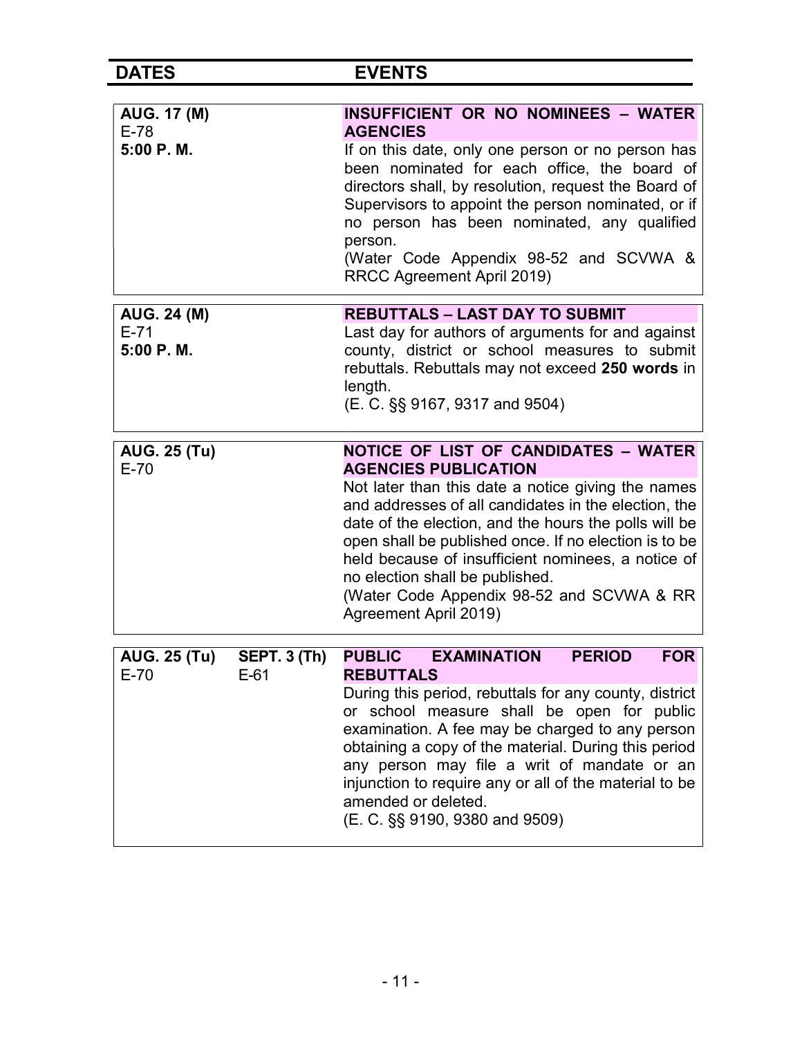| DATES | | EVENTS |
|---|---|---|
| **AUG. 17 (M)**<br>E-78<br>**5:00 P. M.** | | **INSUFFICIENT OR NO NOMINEES – WATER AGENCIES**<br>If on this date, only one person or no person has been nominated for each office, the board of directors shall, by resolution, request the Board of Supervisors to appoint the person nominated, or if no person has been nominated, any qualified person.<br>(Water Code Appendix 98-52 and SCVWA & RRCC Agreement April 2019) |
| **AUG. 24 (M)**<br>E-71<br>**5:00 P. M.** | | **REBUTTALS – LAST DAY TO SUBMIT**<br>Last day for authors of arguments for and against county, district or school measures to submit rebuttals. Rebuttals may not exceed **250 words** in length.<br>(E. C. §§ 9167, 9317 and 9504) |
| **AUG. 25 (Tu)**<br>E-70 | | **NOTICE OF LIST OF CANDIDATES – WATER AGENCIES PUBLICATION**<br>Not later than this date a notice giving the names and addresses of all candidates in the election, the date of the election, and the hours the polls will be open shall be published once. If no election is to be held because of insufficient nominees, a notice of no election shall be published.<br>(Water Code Appendix 98-52 and SCVWA & RR Agreement April 2019) |
| **AUG. 25 (Tu)**<br>E-70 | **SEPT. 3 (Th)**<br>E-61 | **PUBLIC EXAMINATION PERIOD FOR REBUTTALS**<br>During this period, rebuttals for any county, district or school measure shall be open for public examination. A fee may be charged to any person obtaining a copy of the material. During this period any person may file a writ of mandate or an injunction to require any or all of the material to be amended or deleted.<br>(E. C. §§ 9190, 9380 and 9509) |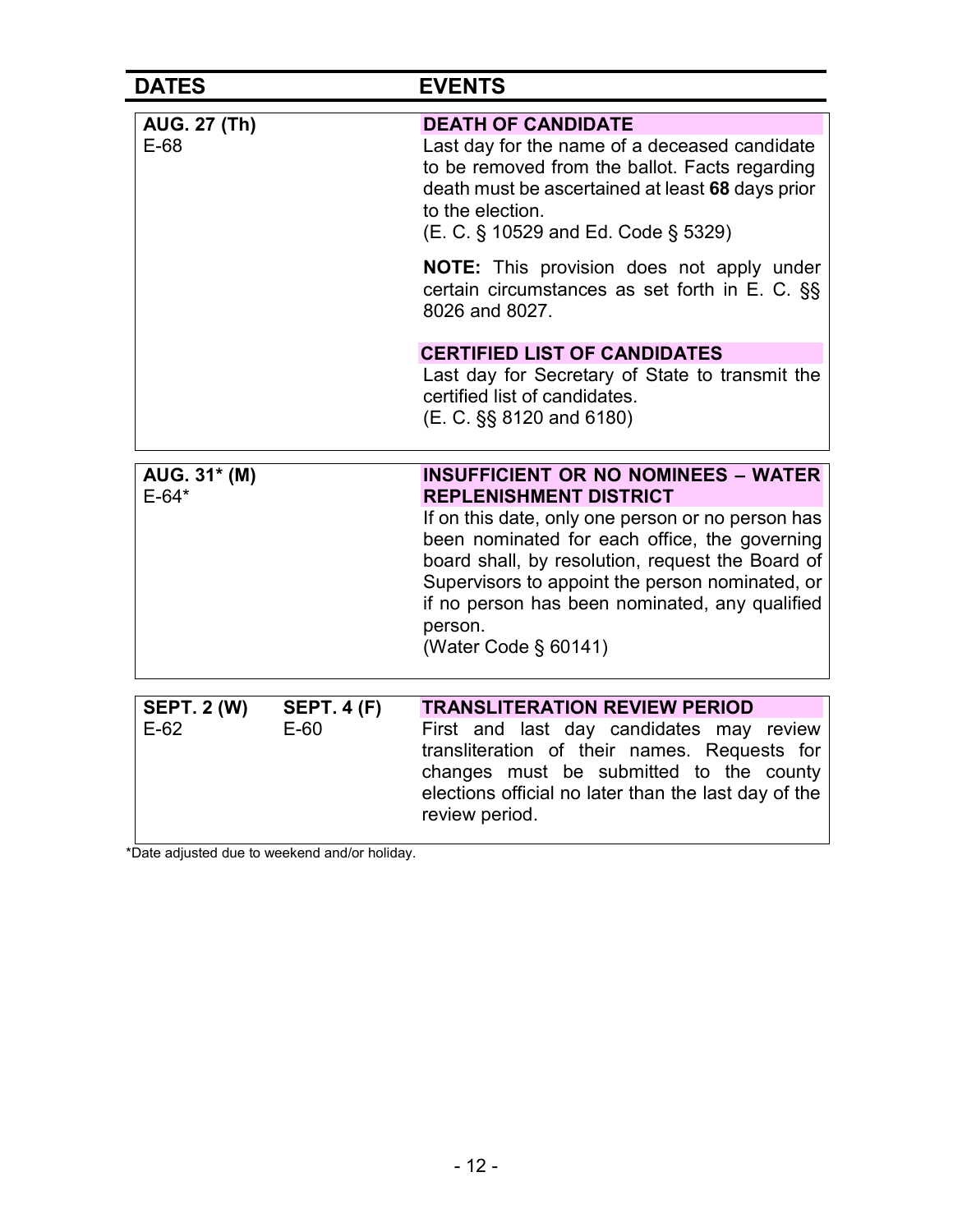| DATES | | EVENTS |
|---|---|---|
| **AUG. 27 (Th)**<br>E-68 | | **DEATH OF CANDIDATE**<br>Last day for the name of a deceased candidate to be removed from the ballot. Facts regarding death must be ascertained at least **68** days prior to the election.<br>(E. C. § 10529 and Ed. Code § 5329)<br><br>**NOTE:** This provision does not apply under certain circumstances as set forth in E. C. §§ 8026 and 8027.<br><br>**CERTIFIED LIST OF CANDIDATES**<br>Last day for Secretary of State to transmit the certified list of candidates.<br>(E. C. §§ 8120 and 6180) |
| **AUG. 31* (M)**<br>E-64* | | **INSUFFICIENT OR NO NOMINEES – WATER REPLENISHMENT DISTRICT**<br>If on this date, only one person or no person has been nominated for each office, the governing board shall, by resolution, request the Board of Supervisors to appoint the person nominated, or if no person has been nominated, any qualified person.<br>(Water Code § 60141) |
| **SEPT. 2 (W)**<br>E-62 | **SEPT. 4 (F)**<br>E-60 | **TRANSLITERATION REVIEW PERIOD**<br>First and last day candidates may review transliteration of their names. Requests for changes must be submitted to the county elections official no later than the last day of the review period. |

*Date adjusted due to weekend and/or holiday.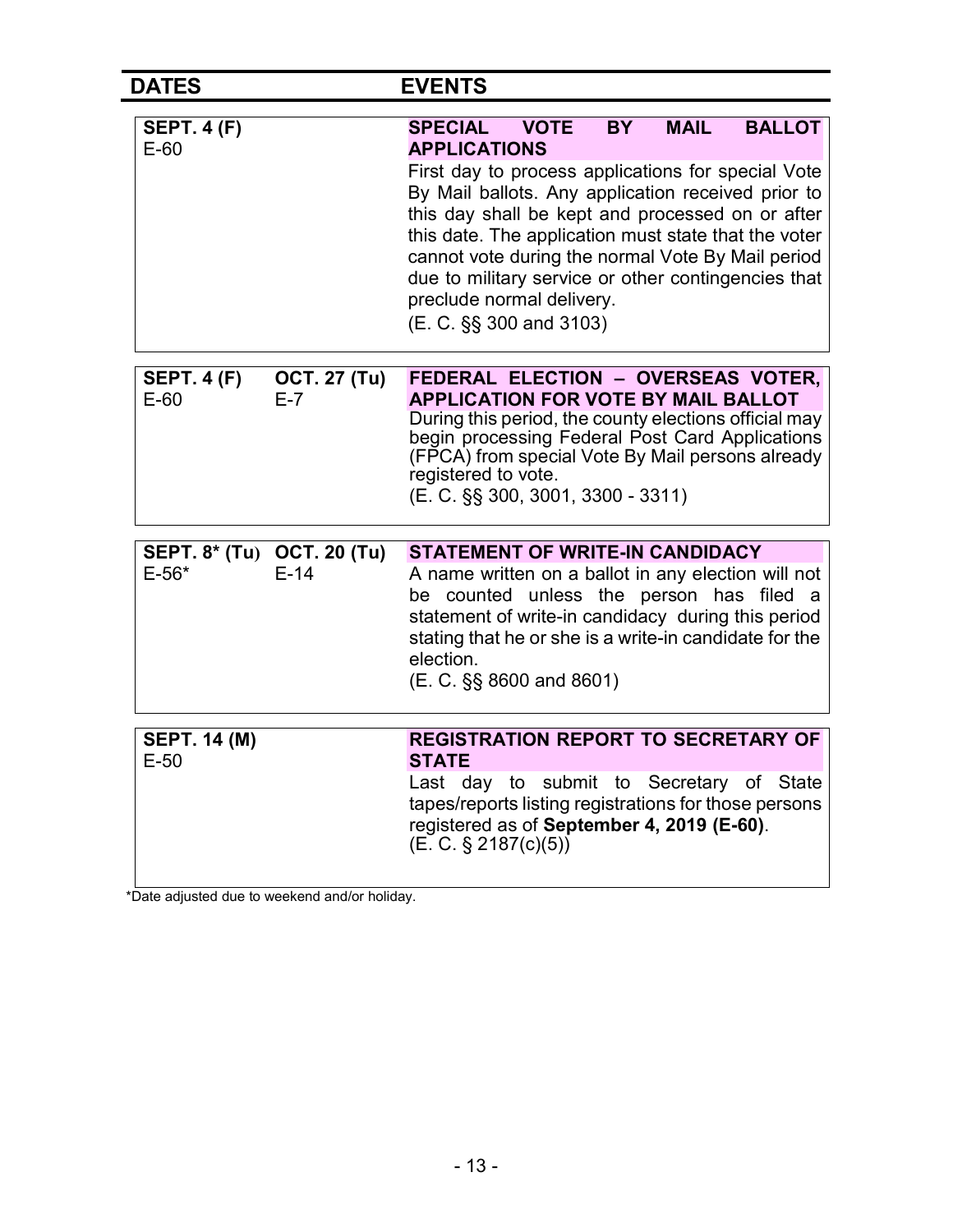| DATES | | EVENTS |
|---|---|---|
| **SEPT. 4 (F)**<br>E-60 | | **SPECIAL VOTE BY MAIL BALLOT APPLICATIONS**<br>First day to process applications for special Vote By Mail ballots. Any application received prior to this day shall be kept and processed on or after this date. The application must state that the voter cannot vote during the normal Vote By Mail period due to military service or other contingencies that preclude normal delivery.<br>(E. C. §§ 300 and 3103) |
| **SEPT. 4 (F)**<br>E-60 | **OCT. 27 (Tu)**<br>E-7 | **FEDERAL ELECTION – OVERSEAS VOTER, APPLICATION FOR VOTE BY MAIL BALLOT**<br>During this period, the county elections official may begin processing Federal Post Card Applications (FPCA) from special Vote By Mail persons already registered to vote.<br>(E. C. §§ 300, 3001, 3300 - 3311) |
| **SEPT. 8* (Tu)**<br>E-56* | **OCT. 20 (Tu)**<br>E-14 | **STATEMENT OF WRITE-IN CANDIDACY**<br>A name written on a ballot in any election will not be counted unless the person has filed a statement of write-in candidacy during this period stating that he or she is a write-in candidate for the election.<br>(E. C. §§ 8600 and 8601) |
| **SEPT. 14 (M)**<br>E-50 | | **REGISTRATION REPORT TO SECRETARY OF STATE**<br>Last day to submit to Secretary of State tapes/reports listing registrations for those persons registered as of **September 4, 2019 (E-60)**.<br>(E. C. § 2187(c)(5)) |

*Date adjusted due to weekend and/or holiday.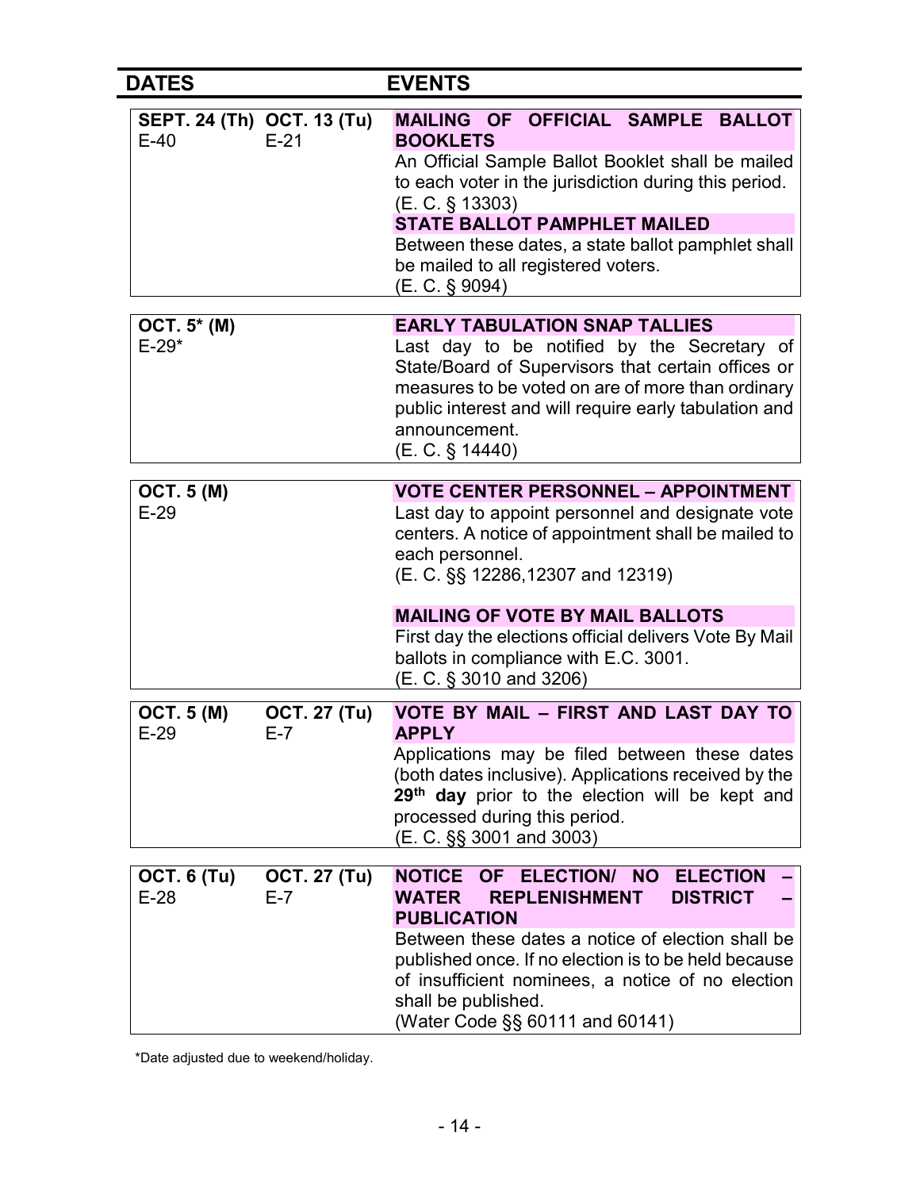| DATES | | EVENTS |
|---|---|---|
| **SEPT. 24 (Th)** E-40 | **OCT. 13 (Tu)** E-21 | **MAILING OF OFFICIAL SAMPLE BALLOT BOOKLETS** An Official Sample Ballot Booklet shall be mailed to each voter in the jurisdiction during this period. (E. C. § 13303) **STATE BALLOT PAMPHLET MAILED** Between these dates, a state ballot pamphlet shall be mailed to all registered voters. (E. C. § 9094) |
| **OCT. 5* (M)** E-29* | | **EARLY TABULATION SNAP TALLIES** Last day to be notified by the Secretary of State/Board of Supervisors that certain offices or measures to be voted on are of more than ordinary public interest and will require early tabulation and announcement. (E. C. § 14440) |
| **OCT. 5 (M)** E-29 | | **VOTE CENTER PERSONNEL – APPOINTMENT** Last day to appoint personnel and designate vote centers. A notice of appointment shall be mailed to each personnel. (E. C. §§ 12286,12307 and 12319) **MAILING OF VOTE BY MAIL BALLOTS** First day the elections official delivers Vote By Mail ballots in compliance with E.C. 3001. (E. C. § 3010 and 3206) |
| **OCT. 5 (M)** E-29 | **OCT. 27 (Tu)** E-7 | **VOTE BY MAIL – FIRST AND LAST DAY TO APPLY** Applications may be filed between these dates (both dates inclusive). Applications received by the **29th day** prior to the election will be kept and processed during this period. (E. C. §§ 3001 and 3003) |
| **OCT. 6 (Tu)** E-28 | **OCT. 27 (Tu)** E-7 | **NOTICE OF ELECTION/ NO ELECTION – WATER REPLENISHMENT DISTRICT – PUBLICATION** Between these dates a notice of election shall be published once. If no election is to be held because of insufficient nominees, a notice of no election shall be published. (Water Code §§ 60111 and 60141) |

*Date adjusted due to weekend/holiday.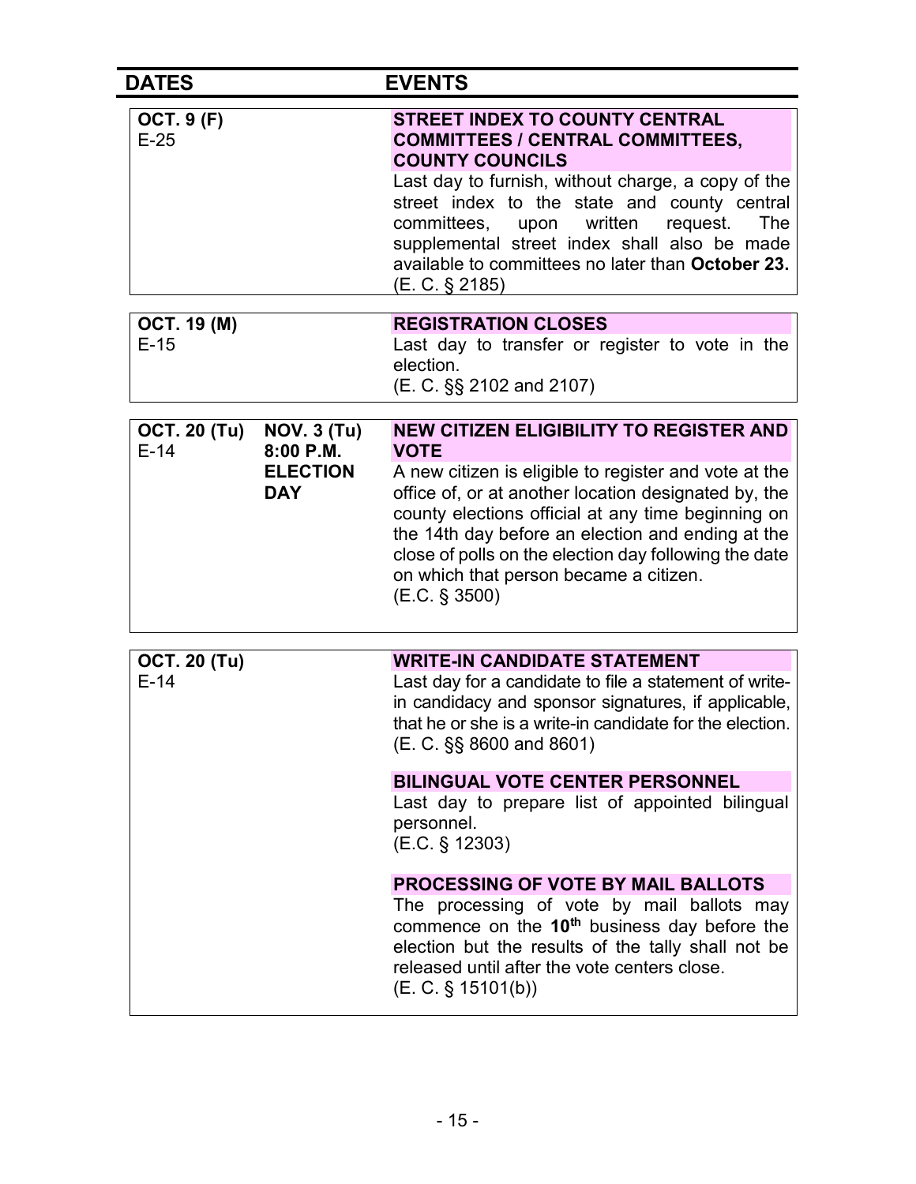| DATES | | EVENTS |
|---|---|---|
| **OCT. 9 (F)**<br>E-25 | | **STREET INDEX TO COUNTY CENTRAL COMMITTEES / CENTRAL COMMITTEES, COUNTY COUNCILS**<br>Last day to furnish, without charge, a copy of the street index to the state and county central committees, upon written request. The supplemental street index shall also be made available to committees no later than **October 23.**<br>(E. C. § 2185) |
| **OCT. 19 (M)**<br>E-15 | | **REGISTRATION CLOSES**<br>Last day to transfer or register to vote in the election.<br>(E. C. §§ 2102 and 2107) |
| **OCT. 20 (Tu)**<br>E-14 | **NOV. 3 (Tu)**<br>**8:00 P.M.**<br>**ELECTION DAY** | **NEW CITIZEN ELIGIBILITY TO REGISTER AND VOTE**<br>A new citizen is eligible to register and vote at the office of, or at another location designated by, the county elections official at any time beginning on the 14th day before an election and ending at the close of polls on the election day following the date on which that person became a citizen.<br>(E.C. § 3500) |
| **OCT. 20 (Tu)**<br>E-14 | | **WRITE-IN CANDIDATE STATEMENT**<br>Last day for a candidate to file a statement of write-in candidacy and sponsor signatures, if applicable, that he or she is a write-in candidate for the election.<br>(E. C. §§ 8600 and 8601)<br><br>**BILINGUAL VOTE CENTER PERSONNEL**<br>Last day to prepare list of appointed bilingual personnel.<br>(E.C. § 12303)<br><br>**PROCESSING OF VOTE BY MAIL BALLOTS**<br>The processing of vote by mail ballots may commence on the **10th** business day before the election but the results of the tally shall not be released until after the vote centers close.<br>(E. C. § 15101(b)) |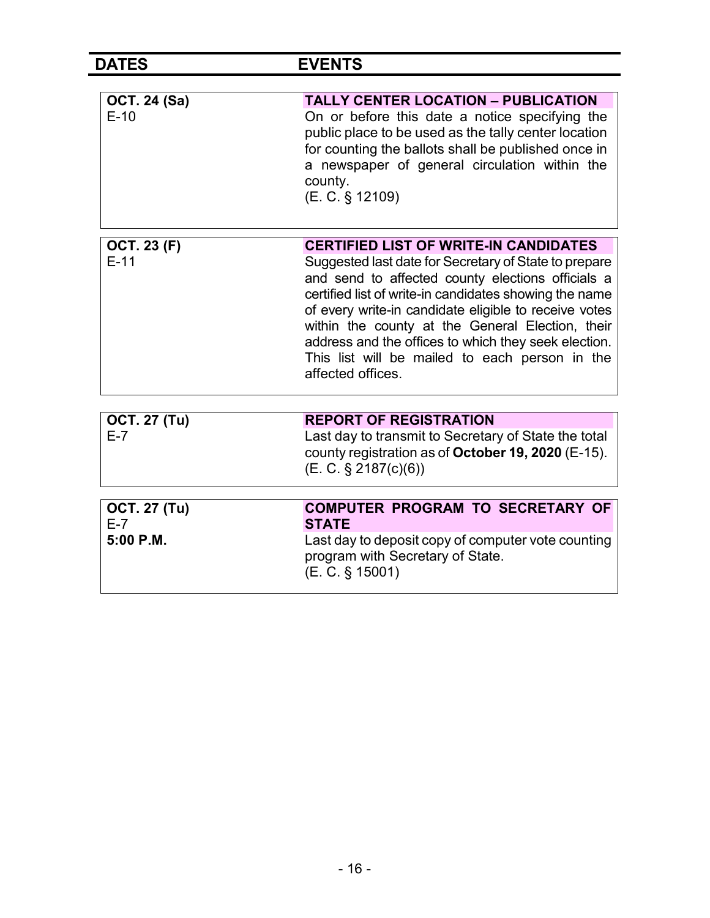| DATES | EVENTS |
|---|---|
| **OCT. 24 (Sa)**<br>E-10 | **TALLY CENTER LOCATION – PUBLICATION**<br>On or before this date a notice specifying the public place to be used as the tally center location for counting the ballots shall be published once in a newspaper of general circulation within the county.<br>(E. C. § 12109) |
| **OCT. 23 (F)**<br>E-11 | **CERTIFIED LIST OF WRITE-IN CANDIDATES**<br>Suggested last date for Secretary of State to prepare and send to affected county elections officials a certified list of write-in candidates showing the name of every write-in candidate eligible to receive votes within the county at the General Election, their address and the offices to which they seek election. This list will be mailed to each person in the affected offices. |
| **OCT. 27 (Tu)**<br>E-7 | **REPORT OF REGISTRATION**<br>Last day to transmit to Secretary of State the total county registration as of **October 19, 2020** (E-15).<br>(E. C. § 2187(c)(6)) |
| **OCT. 27 (Tu)**<br>E-7<br>**5:00 P.M.** | **COMPUTER PROGRAM TO SECRETARY OF STATE**<br>Last day to deposit copy of computer vote counting program with Secretary of State.<br>(E. C. § 15001) |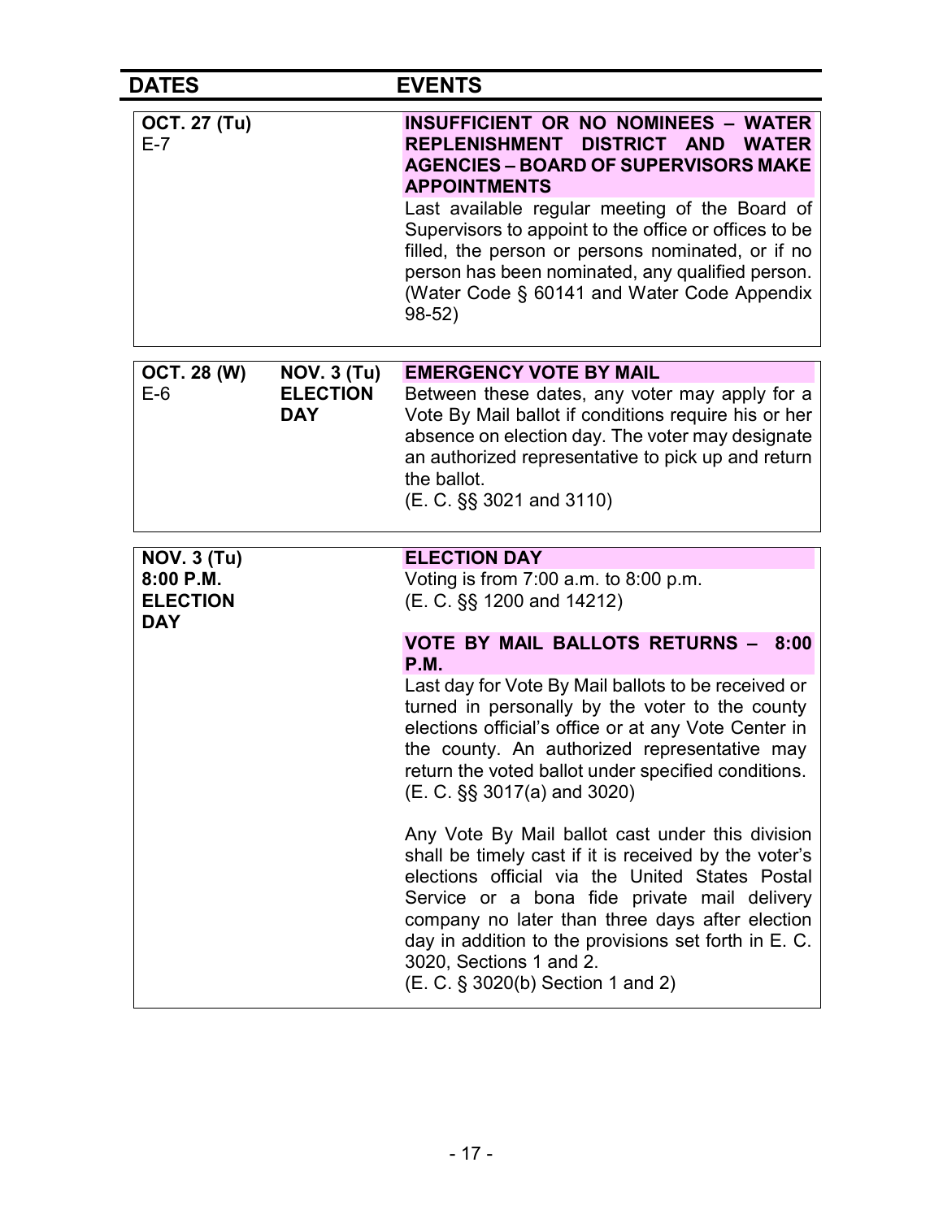| DATES | | EVENTS |
|---|---|---|
| **OCT. 27 (Tu)**<br>E-7 | | **INSUFFICIENT OR NO NOMINEES – WATER REPLENISHMENT DISTRICT AND WATER AGENCIES – BOARD OF SUPERVISORS MAKE APPOINTMENTS**<br>Last available regular meeting of the Board of Supervisors to appoint to the office or offices to be filled, the person or persons nominated, or if no person has been nominated, any qualified person. (Water Code § 60141 and Water Code Appendix 98-52) |
| **OCT. 28 (W)**<br>E-6 | **NOV. 3 (Tu)**<br>**ELECTION DAY** | **EMERGENCY VOTE BY MAIL**<br>Between these dates, any voter may apply for a Vote By Mail ballot if conditions require his or her absence on election day. The voter may designate an authorized representative to pick up and return the ballot.<br>(E. C. §§ 3021 and 3110) |
| **NOV. 3 (Tu)**<br>**8:00 P.M.**<br>**ELECTION DAY** | | **ELECTION DAY**<br>Voting is from 7:00 a.m. to 8:00 p.m.<br>(E. C. §§ 1200 and 14212)<br><br>**VOTE BY MAIL BALLOTS RETURNS – 8:00 P.M.**<br>Last day for Vote By Mail ballots to be received or turned in personally by the voter to the county elections official's office or at any Vote Center in the county. An authorized representative may return the voted ballot under specified conditions.<br>(E. C. §§ 3017(a) and 3020)<br><br>Any Vote By Mail ballot cast under this division shall be timely cast if it is received by the voter's elections official via the United States Postal Service or a bona fide private mail delivery company no later than three days after election day in addition to the provisions set forth in E. C. 3020, Sections 1 and 2.<br>(E. C. § 3020(b) Section 1 and 2) |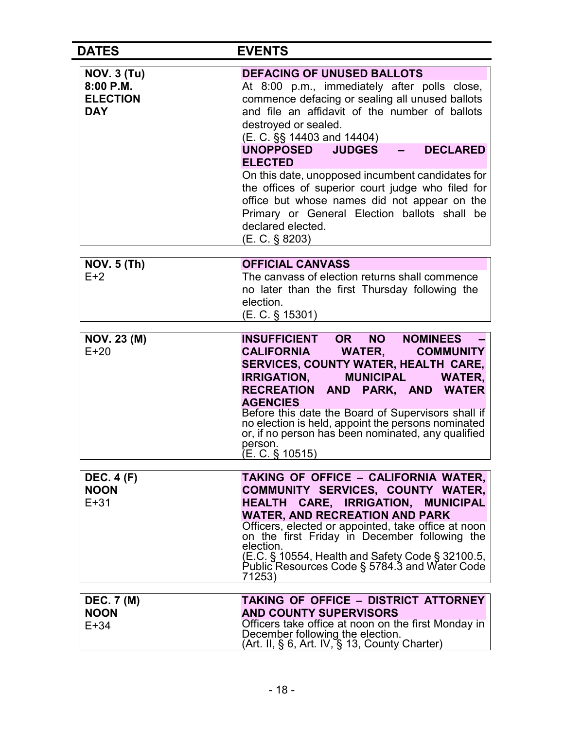| DATES | EVENTS |
|---|---|
| **NOV. 3 (Tu)**<br>**8:00 P.M.**<br>**ELECTION DAY** | **DEFACING OF UNUSED BALLOTS**<br>At 8:00 p.m., immediately after polls close, commence defacing or sealing all unused ballots and file an affidavit of the number of ballots destroyed or sealed.<br>(E. C. §§ 14403 and 14404)<br>**UNOPPOSED JUDGES – DECLARED ELECTED**<br>On this date, unopposed incumbent candidates for the offices of superior court judge who filed for office but whose names did not appear on the Primary or General Election ballots shall be declared elected.<br>(E. C. § 8203) |
| **NOV. 5 (Th)**<br>E+2 | **OFFICIAL CANVASS**<br>The canvass of election returns shall commence no later than the first Thursday following the election.<br>(E. C. § 15301) |
| **NOV. 23 (M)**<br>E+20 | **INSUFFICIENT OR NO NOMINEES – CALIFORNIA WATER, COMMUNITY SERVICES, COUNTY WATER, HEALTH CARE, IRRIGATION, MUNICIPAL WATER, RECREATION AND PARK, AND WATER AGENCIES**<br>Before this date the Board of Supervisors shall if no election is held, appoint the persons nominated or, if no person has been nominated, any qualified person.<br>(E. C. § 10515) |
| **DEC. 4 (F)**<br>**NOON**<br>E+31 | **TAKING OF OFFICE – CALIFORNIA WATER, COMMUNITY SERVICES, COUNTY WATER, HEALTH CARE, IRRIGATION, MUNICIPAL WATER, AND RECREATION AND PARK**<br>Officers, elected or appointed, take office at noon on the first Friday in December following the election.<br>(E.C. § 10554, Health and Safety Code § 32100.5, Public Resources Code § 5784.3 and Water Code 71253) |
| **DEC. 7 (M)**<br>**NOON**<br>E+34 | **TAKING OF OFFICE – DISTRICT ATTORNEY AND COUNTY SUPERVISORS**<br>Officers take office at noon on the first Monday in December following the election.<br>(Art. II, § 6, Art. IV, § 13, County Charter) |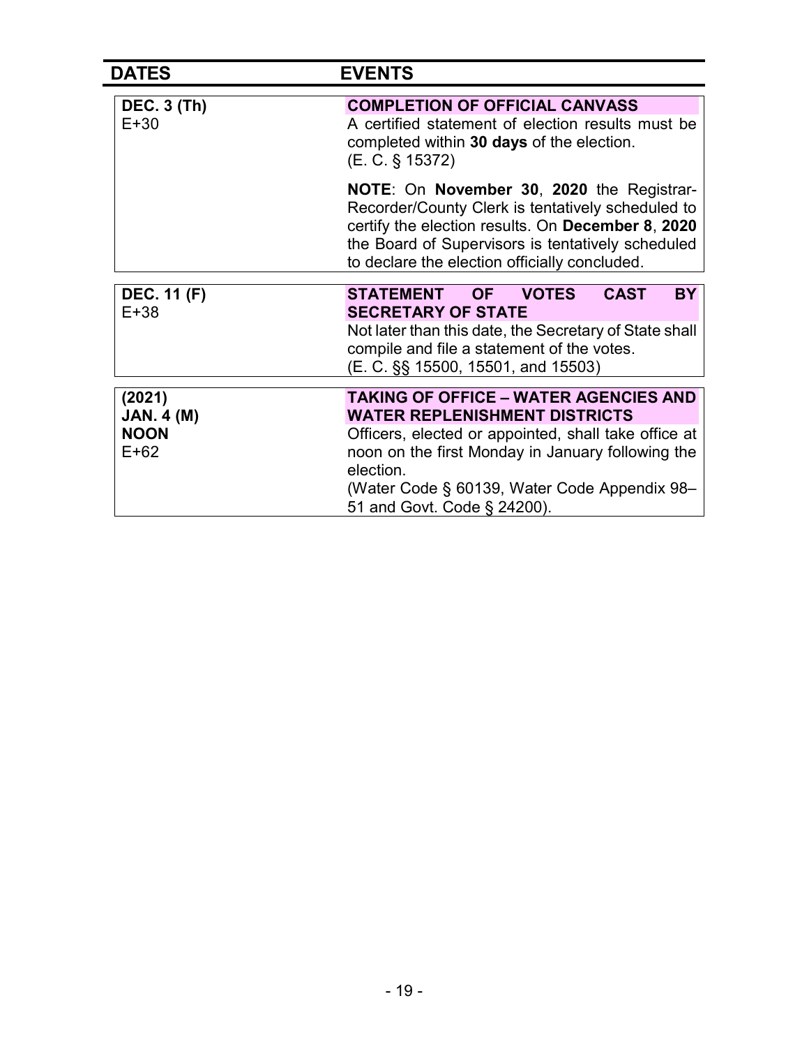| DATES | EVENTS |
|---|---|
| **DEC. 3 (Th)**<br>E+30 | **COMPLETION OF OFFICIAL CANVASS**<br>A certified statement of election results must be completed within **30 days** of the election.<br>(E. C. § 15372)<br><br>**NOTE**: On **November 30**, **2020** the Registrar-Recorder/County Clerk is tentatively scheduled to certify the election results. On **December 8**, **2020** the Board of Supervisors is tentatively scheduled to declare the election officially concluded. |
| **DEC. 11 (F)**<br>E+38 | **STATEMENT OF VOTES CAST BY SECRETARY OF STATE**<br>Not later than this date, the Secretary of State shall compile and file a statement of the votes.<br>(E. C. §§ 15500, 15501, and 15503) |
| **(2021)**<br>**JAN. 4 (M)**<br>**NOON**<br>E+62 | **TAKING OF OFFICE – WATER AGENCIES AND WATER REPLENISHMENT DISTRICTS**<br>Officers, elected or appointed, shall take office at noon on the first Monday in January following the election.<br>(Water Code § 60139, Water Code Appendix 98–51 and Govt. Code § 24200). |